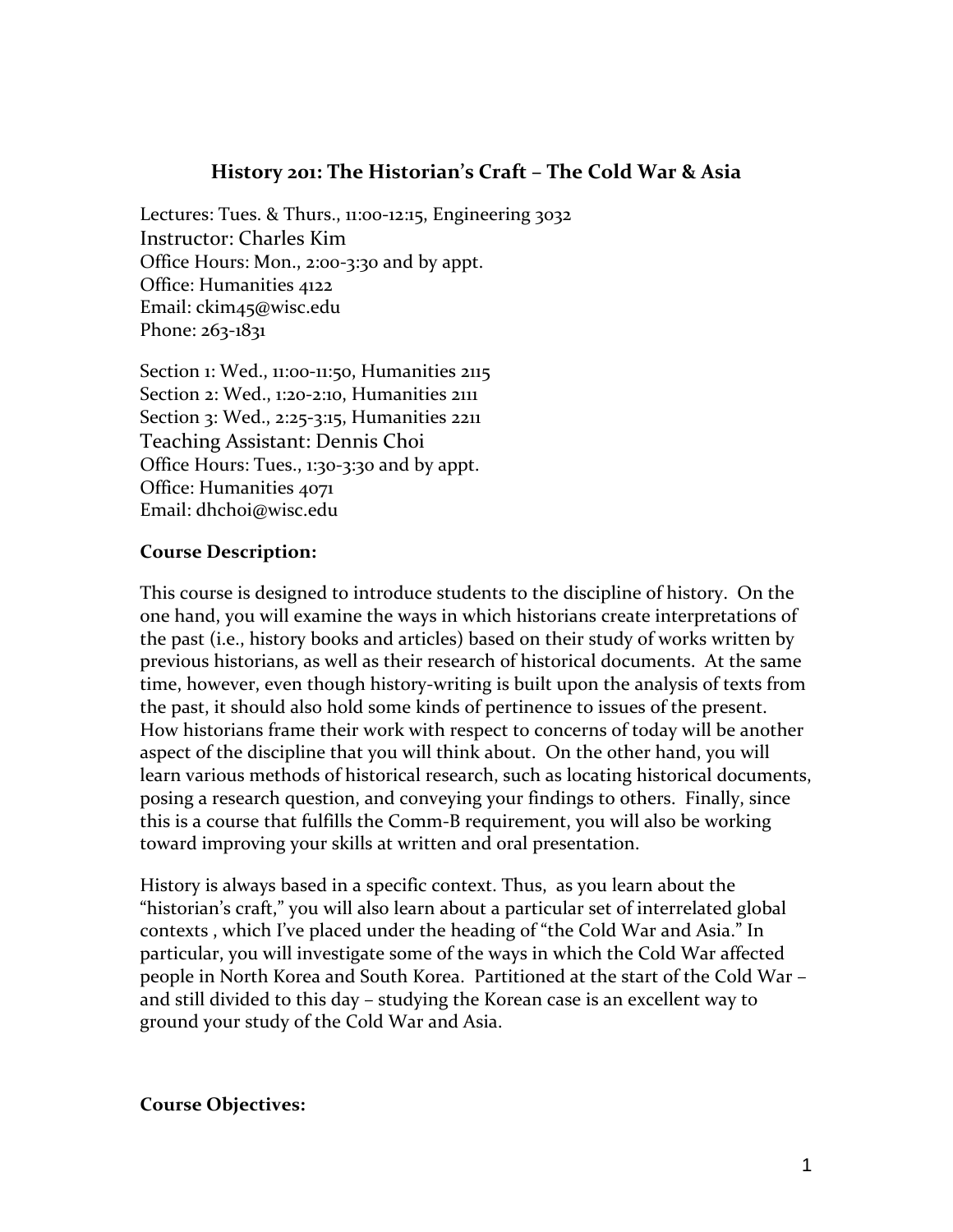# History 201: The Historian's Craft – The Cold War & Asia

Lectures: Tues. & Thurs., 11:00-12:15, Engineering 3032
Instructor: Charles Kim
Office Hours: Mon., 2:00-3:30 and by appt.
Office: Humanities 4122
Email: ckim45@wisc.edu
Phone: 263-1831

Section 1: Wed., 11:00-11:50, Humanities 2115
Section 2: Wed., 1:20-2:10, Humanities 2111
Section 3: Wed., 2:25-3:15, Humanities 2211
Teaching Assistant: Dennis Choi
Office Hours: Tues., 1:30-3:30 and by appt.
Office: Humanities 4071
Email: dhchoi@wisc.edu

**Course Description:**

This course is designed to introduce students to the discipline of history. On the one hand, you will examine the ways in which historians create interpretations of the past (i.e., history books and articles) based on their study of works written by previous historians, as well as their research of historical documents. At the same time, however, even though history-writing is built upon the analysis of texts from the past, it should also hold some kinds of pertinence to issues of the present. How historians frame their work with respect to concerns of today will be another aspect of the discipline that you will think about. On the other hand, you will learn various methods of historical research, such as locating historical documents, posing a research question, and conveying your findings to others. Finally, since this is a course that fulfills the Comm-B requirement, you will also be working toward improving your skills at written and oral presentation.

History is always based in a specific context. Thus, as you learn about the "historian's craft," you will also learn about a particular set of interrelated global contexts , which I've placed under the heading of "the Cold War and Asia." In particular, you will investigate some of the ways in which the Cold War affected people in North Korea and South Korea. Partitioned at the start of the Cold War – and still divided to this day – studying the Korean case is an excellent way to ground your study of the Cold War and Asia.

**Course Objectives:**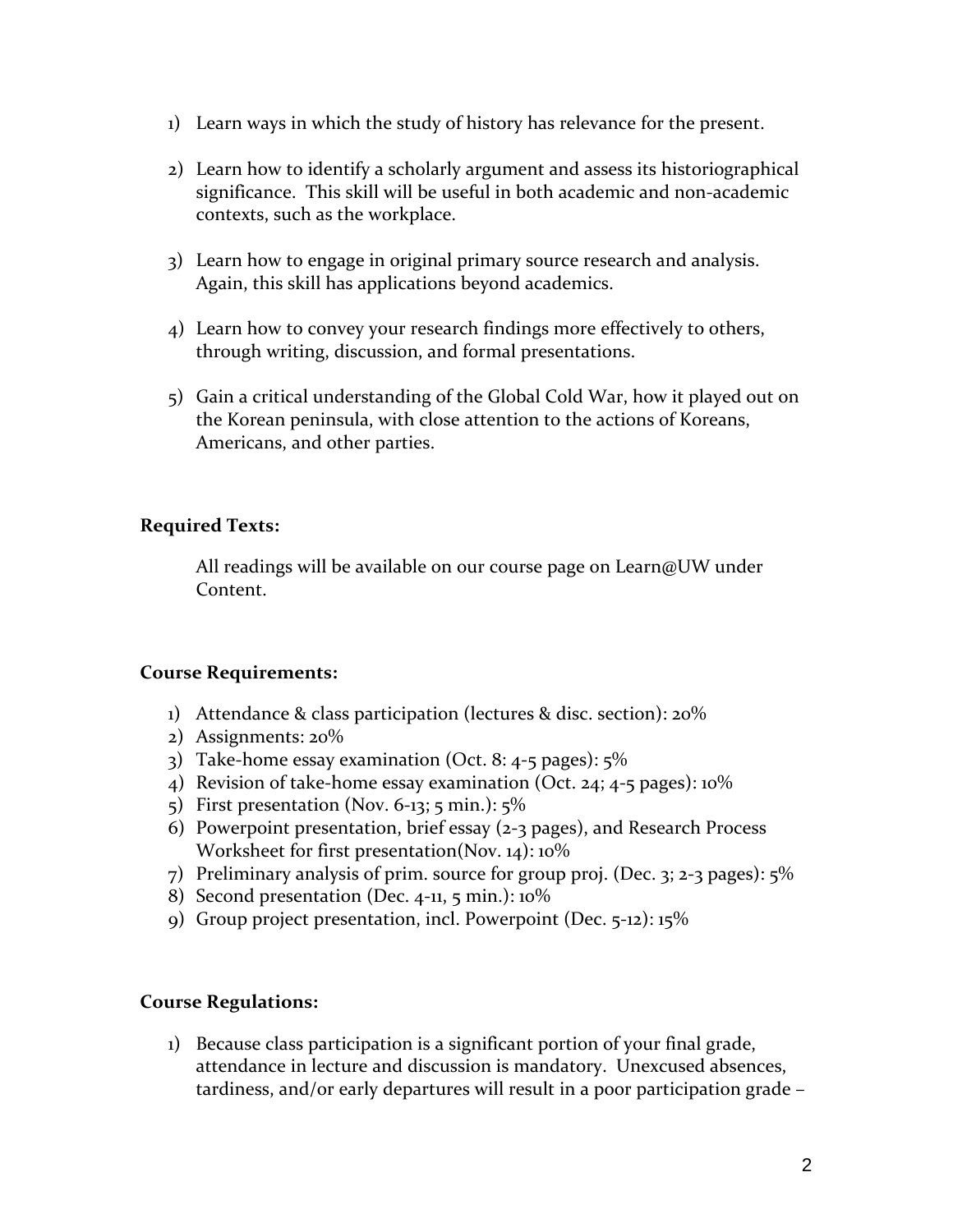1) Learn ways in which the study of history has relevance for the present.

2) Learn how to identify a scholarly argument and assess its historiographical significance. This skill will be useful in both academic and non-academic contexts, such as the workplace.

3) Learn how to engage in original primary source research and analysis. Again, this skill has applications beyond academics.

4) Learn how to convey your research findings more effectively to others, through writing, discussion, and formal presentations.

5) Gain a critical understanding of the Global Cold War, how it played out on the Korean peninsula, with close attention to the actions of Koreans, Americans, and other parties.

**Required Texts:**

All readings will be available on our course page on Learn@UW under Content.

**Course Requirements:**

1) Attendance & class participation (lectures & disc. section): 20%
2) Assignments: 20%
3) Take-home essay examination (Oct. 8: 4-5 pages): 5%
4) Revision of take-home essay examination (Oct. 24; 4-5 pages): 10%
5) First presentation (Nov. 6-13; 5 min.): 5%
6) Powerpoint presentation, brief essay (2-3 pages), and Research Process Worksheet for first presentation(Nov. 14): 10%
7) Preliminary analysis of prim. source for group proj. (Dec. 3; 2-3 pages): 5%
8) Second presentation (Dec. 4-11, 5 min.): 10%
9) Group project presentation, incl. Powerpoint (Dec. 5-12): 15%

**Course Regulations:**

1) Because class participation is a significant portion of your final grade, attendance in lecture and discussion is mandatory. Unexcused absences, tardiness, and/or early departures will result in a poor participation grade –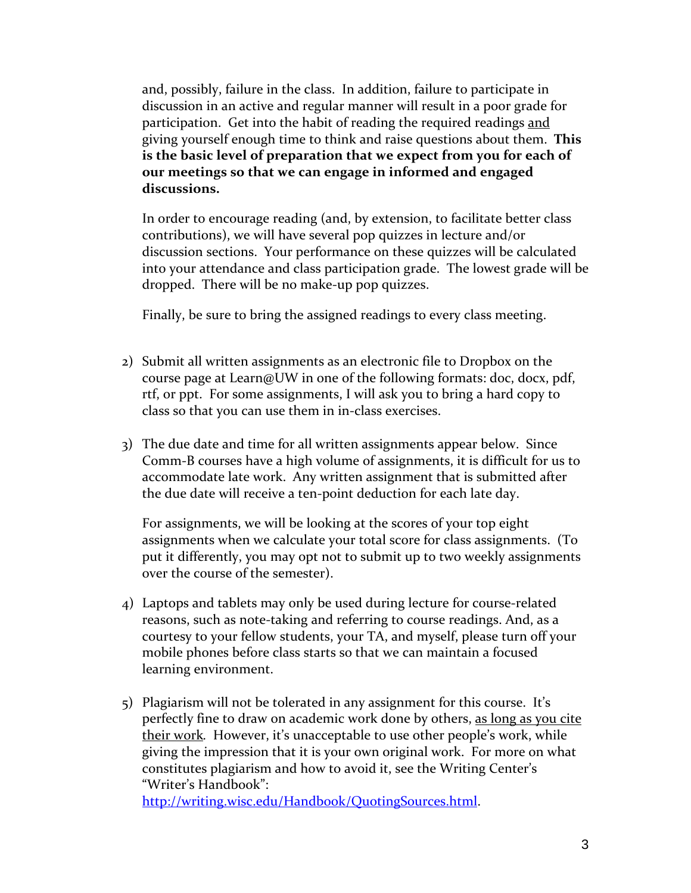and, possibly, failure in the class. In addition, failure to participate in discussion in an active and regular manner will result in a poor grade for participation. Get into the habit of reading the required readings <u>and</u> giving yourself enough time to think and raise questions about them. **This is the basic level of preparation that we expect from you for each of our meetings so that we can engage in informed and engaged discussions.**

In order to encourage reading (and, by extension, to facilitate better class contributions), we will have several pop quizzes in lecture and/or discussion sections. Your performance on these quizzes will be calculated into your attendance and class participation grade. The lowest grade will be dropped. There will be no make-up pop quizzes.

Finally, be sure to bring the assigned readings to every class meeting.

2) Submit all written assignments as an electronic file to Dropbox on the course page at Learn@UW in one of the following formats: doc, docx, pdf, rtf, or ppt. For some assignments, I will ask you to bring a hard copy to class so that you can use them in in-class exercises.

3) The due date and time for all written assignments appear below. Since Comm-B courses have a high volume of assignments, it is difficult for us to accommodate late work. Any written assignment that is submitted after the due date will receive a ten-point deduction for each late day.

   For assignments, we will be looking at the scores of your top eight assignments when we calculate your total score for class assignments. (To put it differently, you may opt not to submit up to two weekly assignments over the course of the semester).

4) Laptops and tablets may only be used during lecture for course-related reasons, such as note-taking and referring to course readings. And, as a courtesy to your fellow students, your TA, and myself, please turn off your mobile phones before class starts so that we can maintain a focused learning environment.

5) Plagiarism will not be tolerated in any assignment for this course. It's perfectly fine to draw on academic work done by others, <u>as long as you cite their work</u>. However, it's unacceptable to use other people's work, while giving the impression that it is your own original work. For more on what constitutes plagiarism and how to avoid it, see the Writing Center's "Writer's Handbook": http://writing.wisc.edu/Handbook/QuotingSources.html.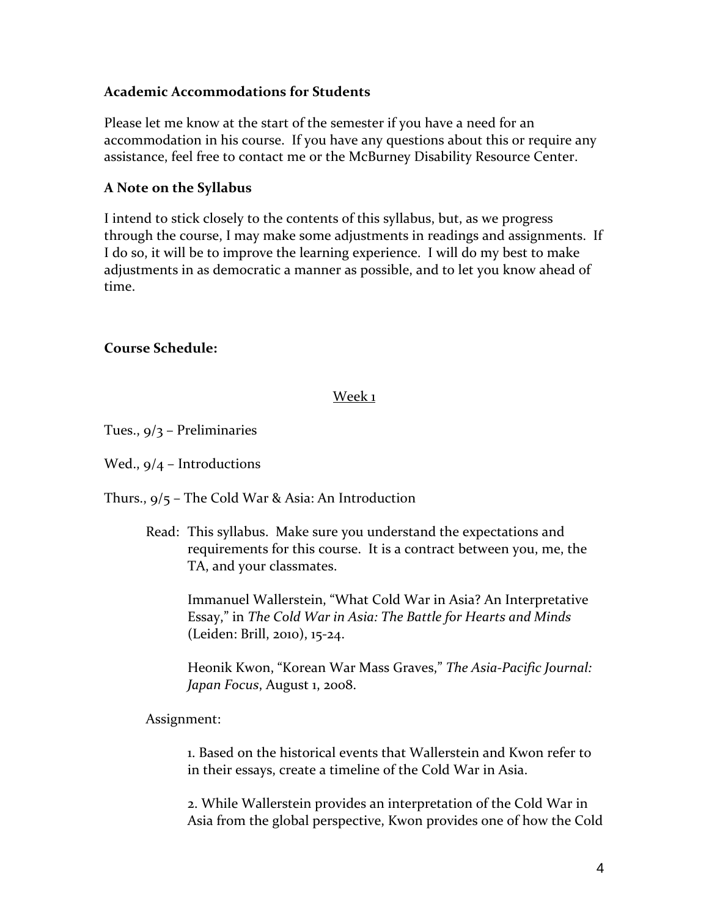### Academic Accommodations for Students

Please let me know at the start of the semester if you have a need for an accommodation in his course. If you have any questions about this or require any assistance, feel free to contact me or the McBurney Disability Resource Center.

### A Note on the Syllabus

I intend to stick closely to the contents of this syllabus, but, as we progress through the course, I may make some adjustments in readings and assignments. If I do so, it will be to improve the learning experience. I will do my best to make adjustments in as democratic a manner as possible, and to let you know ahead of time.

### Course Schedule:

<u>Week 1</u>

Tues., 9/3 – Preliminaries

Wed., 9/4 – Introductions

Thurs., 9/5 – The Cold War & Asia: An Introduction

Read: This syllabus. Make sure you understand the expectations and requirements for this course. It is a contract between you, me, the TA, and your classmates.

Immanuel Wallerstein, "What Cold War in Asia? An Interpretative Essay," in *The Cold War in Asia: The Battle for Hearts and Minds* (Leiden: Brill, 2010), 15-24.

Heonik Kwon, "Korean War Mass Graves," *The Asia-Pacific Journal: Japan Focus*, August 1, 2008.

Assignment:

1. Based on the historical events that Wallerstein and Kwon refer to in their essays, create a timeline of the Cold War in Asia.

2. While Wallerstein provides an interpretation of the Cold War in Asia from the global perspective, Kwon provides one of how the Cold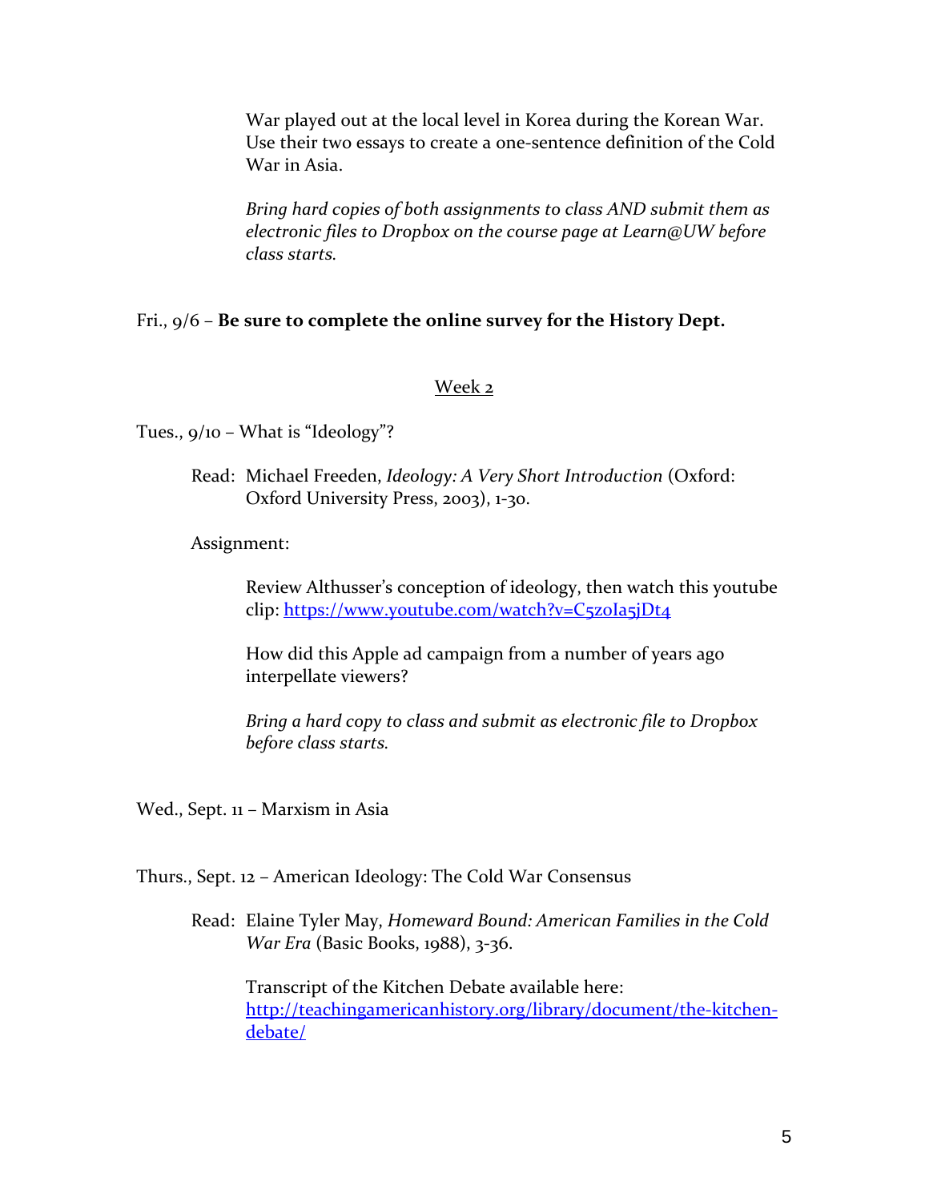War played out at the local level in Korea during the Korean War. Use their two essays to create a one-sentence definition of the Cold War in Asia.

*Bring hard copies of both assignments to class AND submit them as electronic files to Dropbox on the course page at Learn@UW before class starts.*

Fri., 9/6 – **Be sure to complete the online survey for the History Dept.**

## Week 2

Tues., 9/10 – What is "Ideology"?

Read: Michael Freeden, *Ideology: A Very Short Introduction* (Oxford: Oxford University Press, 2003), 1-30.

Assignment:

Review Althusser's conception of ideology, then watch this youtube clip: https://www.youtube.com/watch?v=C5zoIa5jDt4

How did this Apple ad campaign from a number of years ago interpellate viewers?

*Bring a hard copy to class and submit as electronic file to Dropbox before class starts.*

Wed., Sept. 11 – Marxism in Asia

Thurs., Sept. 12 – American Ideology: The Cold War Consensus

Read: Elaine Tyler May, *Homeward Bound: American Families in the Cold War Era* (Basic Books, 1988), 3-36.

Transcript of the Kitchen Debate available here: http://teachingamericanhistory.org/library/document/the-kitchen-debate/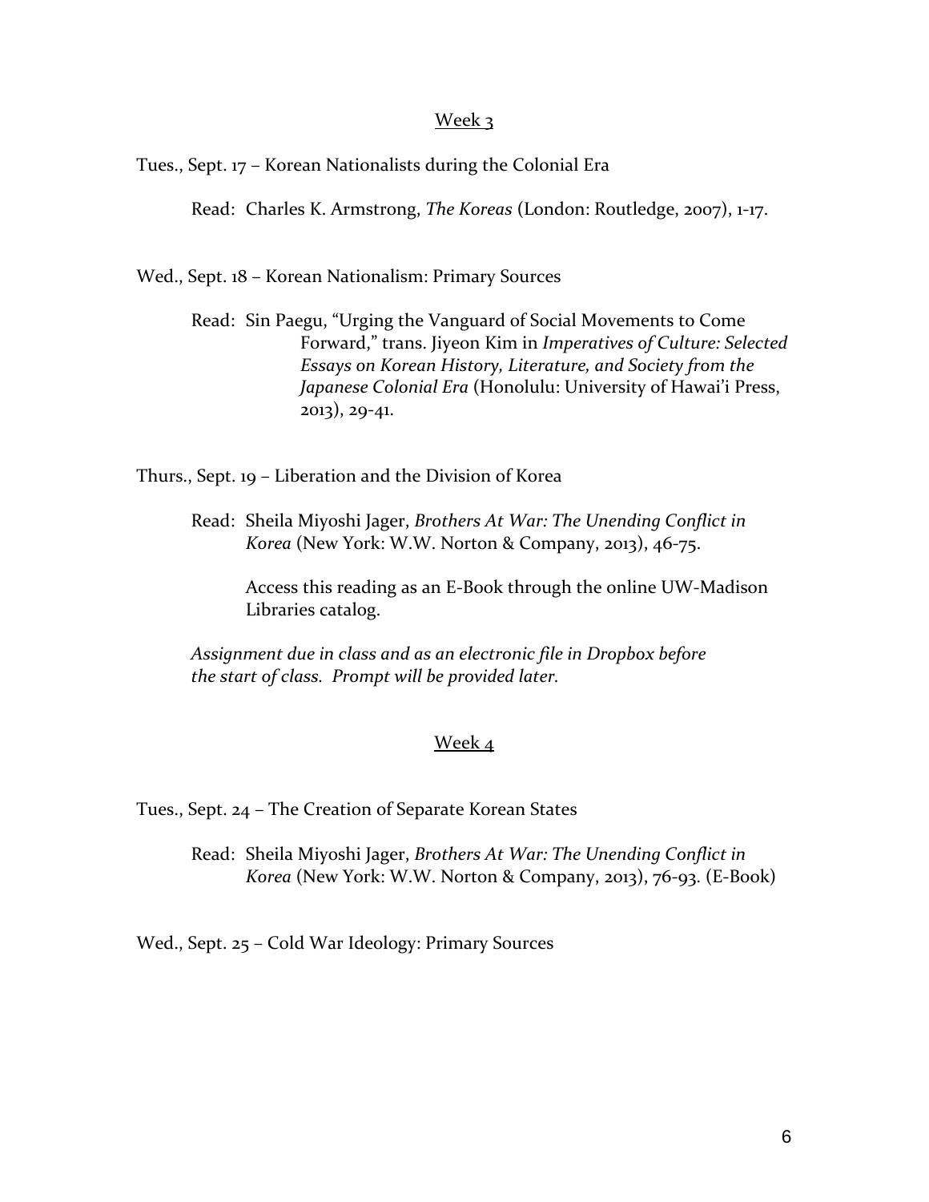## Week 3

Tues., Sept. 17 – Korean Nationalists during the Colonial Era

Read: Charles K. Armstrong, *The Koreas* (London: Routledge, 2007), 1-17.

Wed., Sept. 18 – Korean Nationalism: Primary Sources

Read: Sin Paegu, "Urging the Vanguard of Social Movements to Come Forward," trans. Jiyeon Kim in *Imperatives of Culture: Selected Essays on Korean History, Literature, and Society from the Japanese Colonial Era* (Honolulu: University of Hawai'i Press, 2013), 29-41.

Thurs., Sept. 19 – Liberation and the Division of Korea

Read: Sheila Miyoshi Jager, *Brothers At War: The Unending Conflict in Korea* (New York: W.W. Norton & Company, 2013), 46-75.

Access this reading as an E-Book through the online UW-Madison Libraries catalog.

*Assignment due in class and as an electronic file in Dropbox before the start of class. Prompt will be provided later.*

## Week 4

Tues., Sept. 24 – The Creation of Separate Korean States

Read: Sheila Miyoshi Jager, *Brothers At War: The Unending Conflict in Korea* (New York: W.W. Norton & Company, 2013), 76-93. (E-Book)

Wed., Sept. 25 – Cold War Ideology: Primary Sources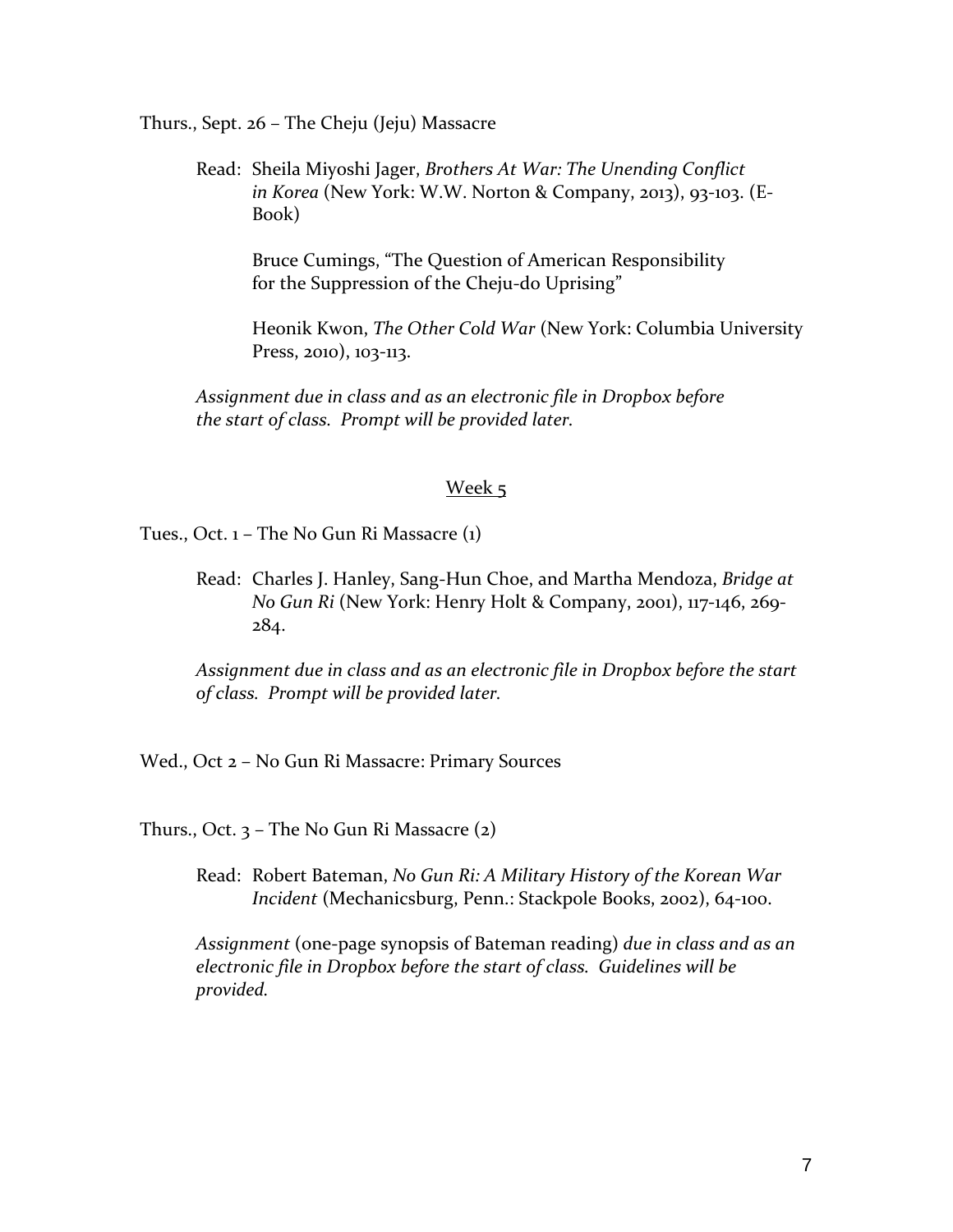Thurs., Sept. 26 – The Cheju (Jeju) Massacre

Read: Sheila Miyoshi Jager, *Brothers At War: The Unending Conflict in Korea* (New York: W.W. Norton & Company, 2013), 93-103. (E-Book)

Bruce Cumings, "The Question of American Responsibility for the Suppression of the Cheju-do Uprising"

Heonik Kwon, *The Other Cold War* (New York: Columbia University Press, 2010), 103-113.

*Assignment due in class and as an electronic file in Dropbox before the start of class. Prompt will be provided later.*

## Week 5

Tues., Oct. 1 – The No Gun Ri Massacre (1)

Read: Charles J. Hanley, Sang-Hun Choe, and Martha Mendoza, *Bridge at No Gun Ri* (New York: Henry Holt & Company, 2001), 117-146, 269-284.

*Assignment due in class and as an electronic file in Dropbox before the start of class. Prompt will be provided later.*

Wed., Oct 2 – No Gun Ri Massacre: Primary Sources

Thurs., Oct. 3 – The No Gun Ri Massacre (2)

Read: Robert Bateman, *No Gun Ri: A Military History of the Korean War Incident* (Mechanicsburg, Penn.: Stackpole Books, 2002), 64-100.

*Assignment* (one-page synopsis of Bateman reading) *due in class and as an electronic file in Dropbox before the start of class. Guidelines will be provided.*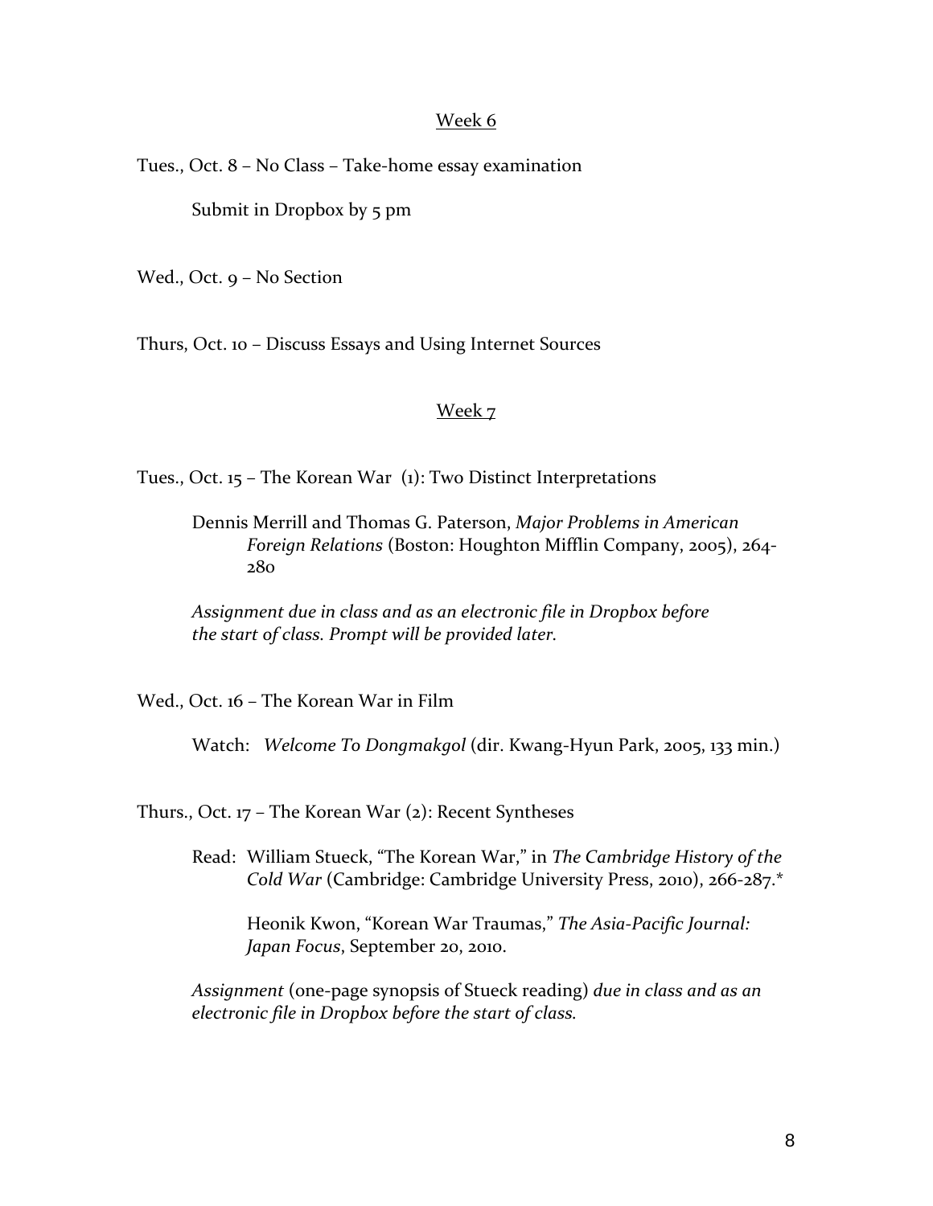## Week 6

Tues., Oct. 8 – No Class – Take-home essay examination

Submit in Dropbox by 5 pm

Wed., Oct. 9 – No Section

Thurs, Oct. 10 – Discuss Essays and Using Internet Sources

## Week 7

Tues., Oct. 15 – The Korean War (1): Two Distinct Interpretations

Dennis Merrill and Thomas G. Paterson, *Major Problems in American Foreign Relations* (Boston: Houghton Mifflin Company, 2005), 264-280

*Assignment due in class and as an electronic file in Dropbox before the start of class. Prompt will be provided later.*

Wed., Oct. 16 – The Korean War in Film

Watch: *Welcome To Dongmakgol* (dir. Kwang-Hyun Park, 2005, 133 min.)

Thurs., Oct. 17 – The Korean War (2): Recent Syntheses

Read: William Stueck, "The Korean War," in *The Cambridge History of the Cold War* (Cambridge: Cambridge University Press, 2010), 266-287.*

Heonik Kwon, "Korean War Traumas," *The Asia-Pacific Journal: Japan Focus*, September 20, 2010.

*Assignment* (one-page synopsis of Stueck reading) *due in class and as an electronic file in Dropbox before the start of class.*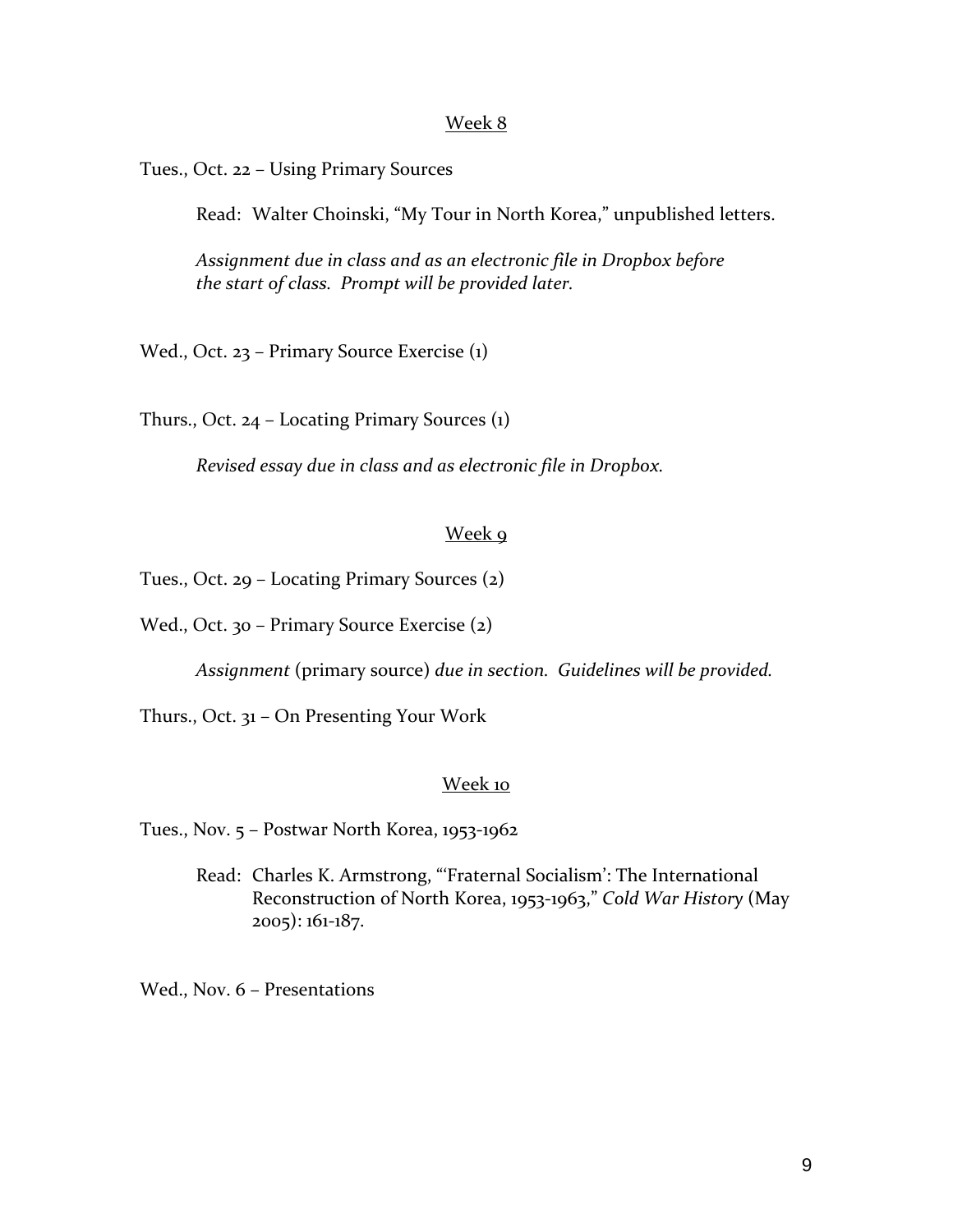<u>Week 8</u>

Tues., Oct. 22 – Using Primary Sources

Read: Walter Choinski, "My Tour in North Korea," unpublished letters.

*Assignment due in class and as an electronic file in Dropbox before the start of class. Prompt will be provided later.*

Wed., Oct. 23 – Primary Source Exercise (1)

Thurs., Oct. 24 – Locating Primary Sources (1)

*Revised essay due in class and as electronic file in Dropbox.*

<u>Week 9</u>

Tues., Oct. 29 – Locating Primary Sources (2)

Wed., Oct. 30 – Primary Source Exercise (2)

*Assignment* (primary source) *due in section. Guidelines will be provided.*

Thurs., Oct. 31 – On Presenting Your Work

<u>Week 10</u>

Tues., Nov. 5 – Postwar North Korea, 1953-1962

Read: Charles K. Armstrong, "'Fraternal Socialism': The International Reconstruction of North Korea, 1953-1963," *Cold War History* (May 2005): 161-187.

Wed., Nov. 6 – Presentations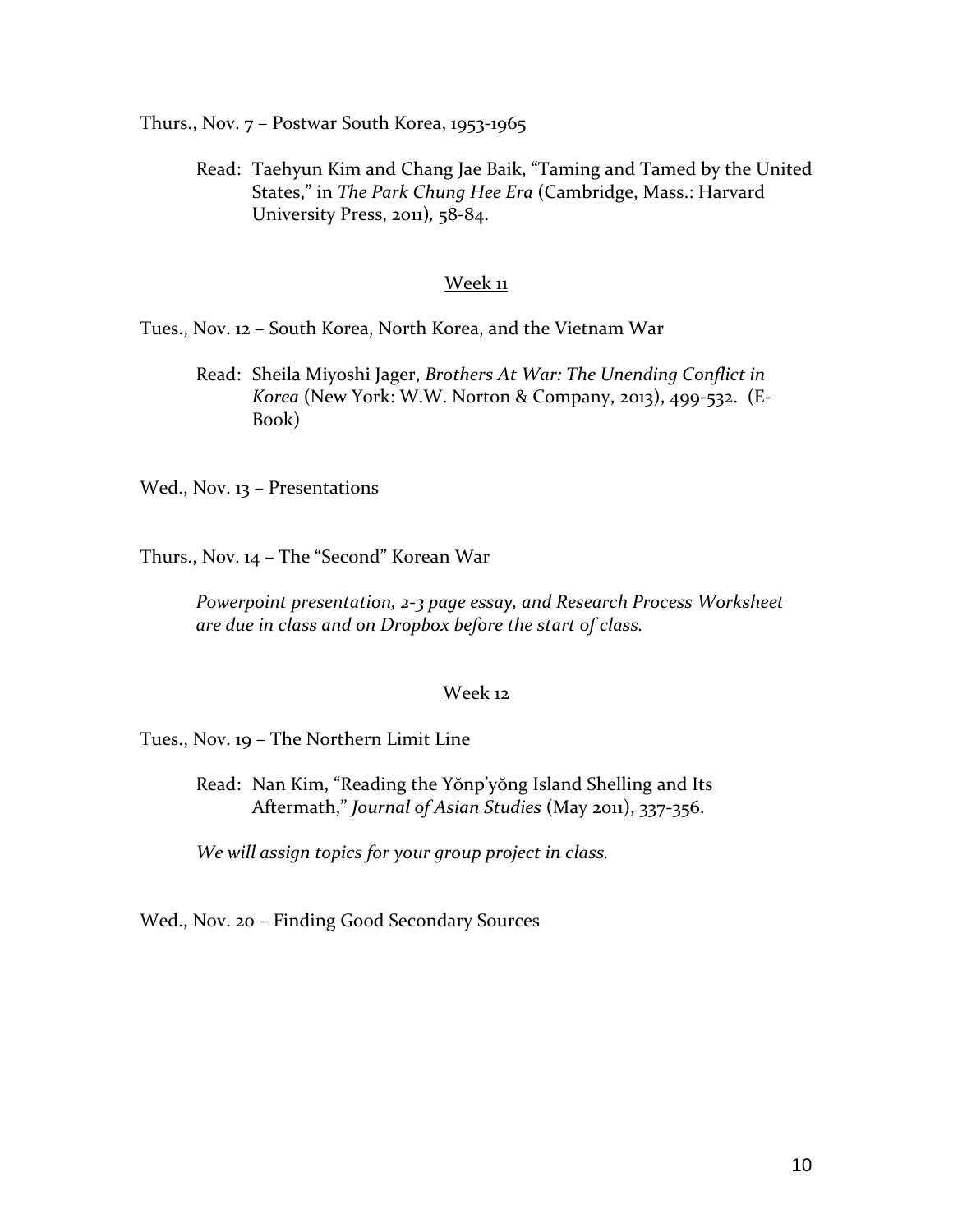Thurs., Nov. 7 – Postwar South Korea, 1953-1965

Read: Taehyun Kim and Chang Jae Baik, "Taming and Tamed by the United States," in *The Park Chung Hee Era* (Cambridge, Mass.: Harvard University Press, 2011), 58-84.

<u>Week 11</u>

Tues., Nov. 12 – South Korea, North Korea, and the Vietnam War

Read: Sheila Miyoshi Jager, *Brothers At War: The Unending Conflict in Korea* (New York: W.W. Norton & Company, 2013), 499-532. (E-Book)

Wed., Nov. 13 – Presentations

Thurs., Nov. 14 – The "Second" Korean War

*Powerpoint presentation, 2-3 page essay, and Research Process Worksheet are due in class and on Dropbox before the start of class.*

<u>Week 12</u>

Tues., Nov. 19 – The Northern Limit Line

Read: Nan Kim, "Reading the Yŏnp'yŏng Island Shelling and Its Aftermath," *Journal of Asian Studies* (May 2011), 337-356.

*We will assign topics for your group project in class.*

Wed., Nov. 20 – Finding Good Secondary Sources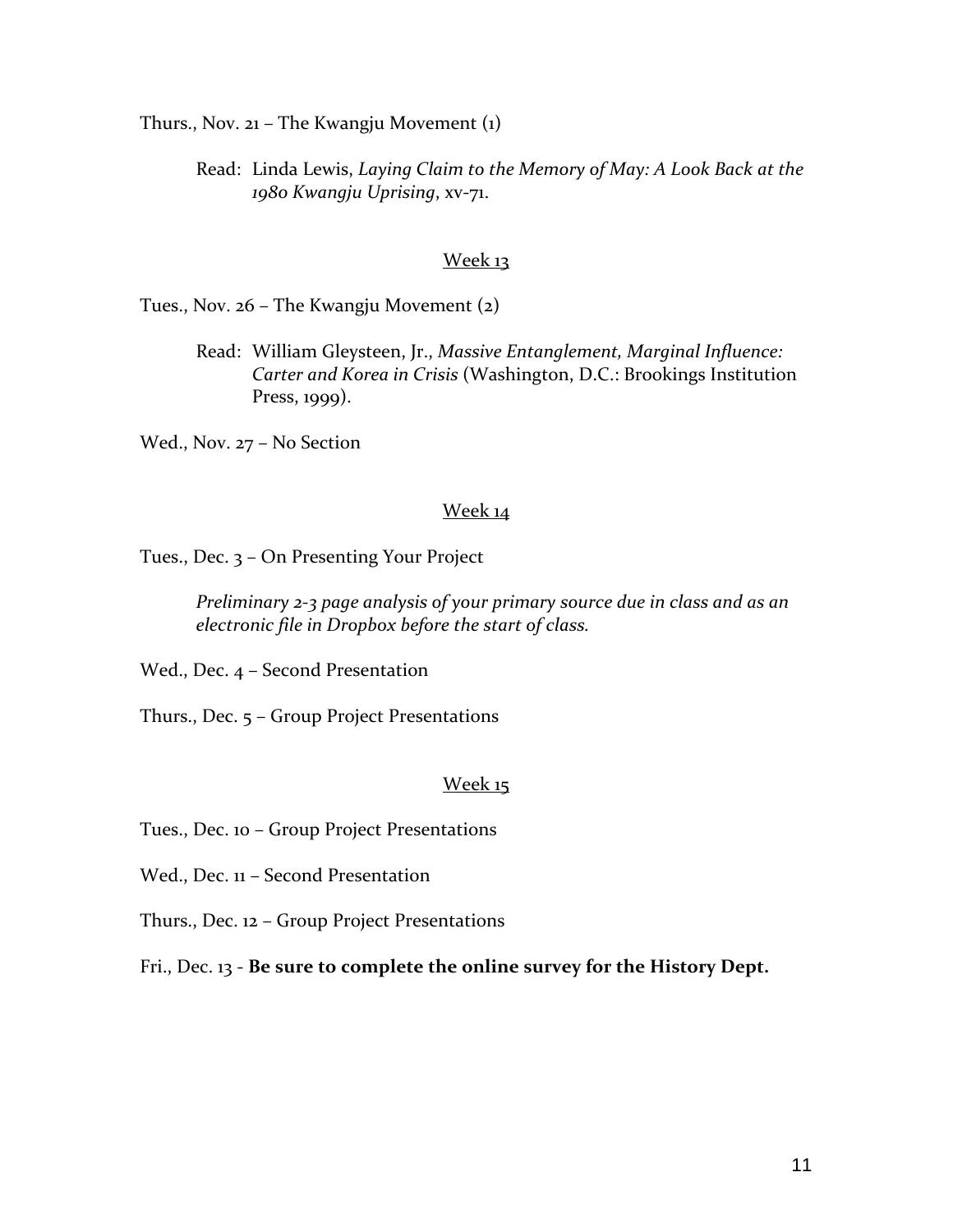Thurs., Nov. 21 – The Kwangju Movement (1)

> Read: Linda Lewis, *Laying Claim to the Memory of May: A Look Back at the 1980 Kwangju Uprising*, xv-71.

<u>Week 13</u>

Tues., Nov. 26 – The Kwangju Movement (2)

> Read: William Gleysteen, Jr., *Massive Entanglement, Marginal Influence: Carter and Korea in Crisis* (Washington, D.C.: Brookings Institution Press, 1999).

Wed., Nov. 27 – No Section

<u>Week 14</u>

Tues., Dec. 3 – On Presenting Your Project

> *Preliminary 2-3 page analysis of your primary source due in class and as an electronic file in Dropbox before the start of class.*

Wed., Dec. 4 – Second Presentation

Thurs., Dec. 5 – Group Project Presentations

<u>Week 15</u>

Tues., Dec. 10 – Group Project Presentations

Wed., Dec. 11 – Second Presentation

Thurs., Dec. 12 – Group Project Presentations

Fri., Dec. 13 - **Be sure to complete the online survey for the History Dept.**